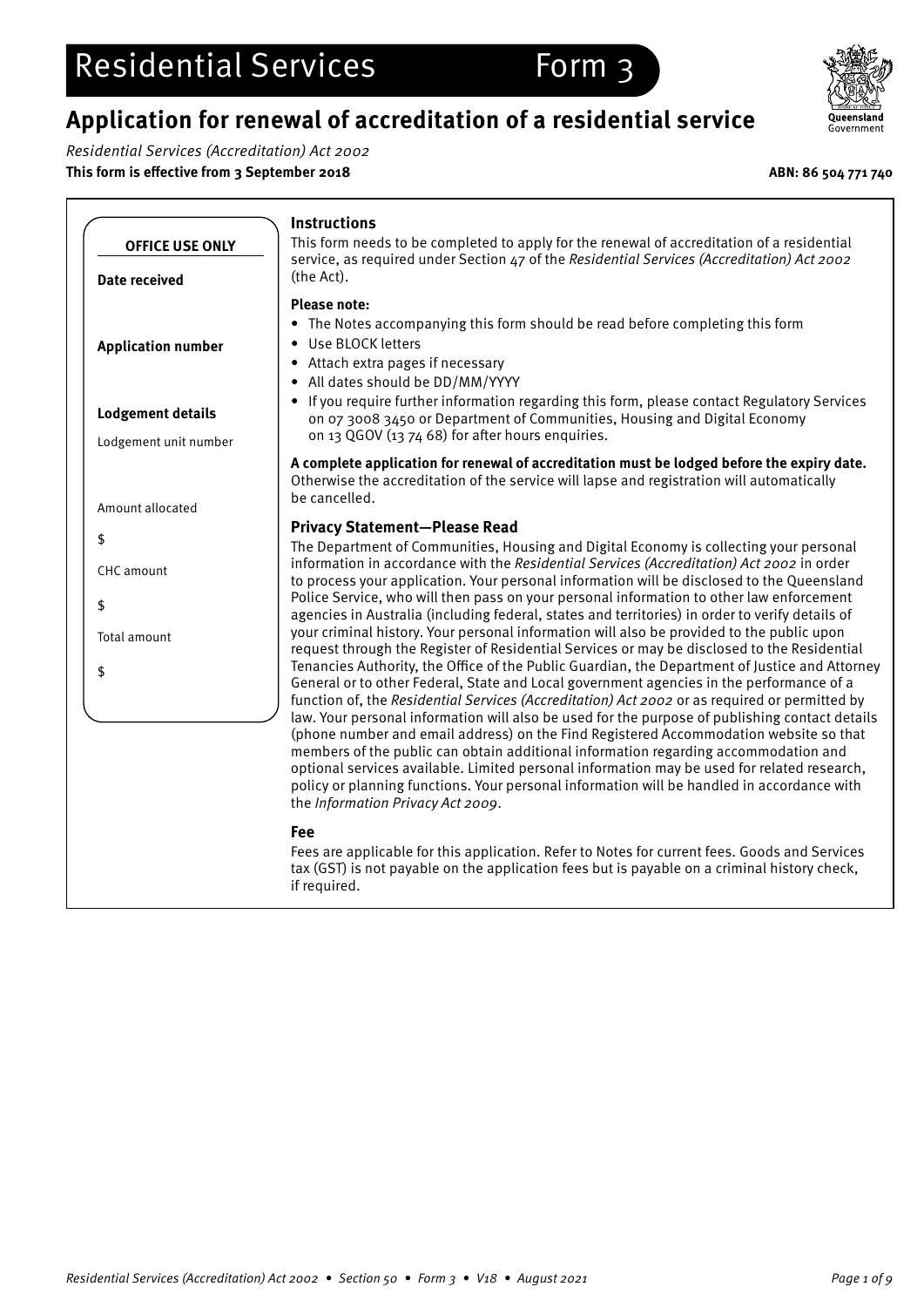# Residential Services Form 3

## Application for renewal of accreditation of a residential service

*Residential Services (Accreditation) Act 2002*

**This form is effective from 3 September 2018** **ABN: 86 504 771 740**

**OFFICE USE ONLY**

**Date received**

**Application number**

**Lodgement details**

Lodgement unit number

Amount allocated

$

CHC amount

$

Total amount

$

### Instructions

This form needs to be completed to apply for the renewal of accreditation of a residential service, as required under Section 47 of the *Residential Services (Accreditation) Act 2002* (the Act).

**Please note:**

- The Notes accompanying this form should be read before completing this form
- Use BLOCK letters
- Attach extra pages if necessary
- All dates should be DD/MM/YYYY
- If you require further information regarding this form, please contact Regulatory Services on 07 3008 3450 or Department of Communities, Housing and Digital Economy on 13 QGOV (13 74 68) for after hours enquiries.

**A complete application for renewal of accreditation must be lodged before the expiry date.** Otherwise the accreditation of the service will lapse and registration will automatically be cancelled.

### Privacy Statement—Please Read

The Department of Communities, Housing and Digital Economy is collecting your personal information in accordance with the *Residential Services (Accreditation) Act 2002* in order to process your application. Your personal information will be disclosed to the Queensland Police Service, who will then pass on your personal information to other law enforcement agencies in Australia (including federal, states and territories) in order to verify details of your criminal history. Your personal information will also be provided to the public upon request through the Register of Residential Services or may be disclosed to the Residential Tenancies Authority, the Office of the Public Guardian, the Department of Justice and Attorney General or to other Federal, State and Local government agencies in the performance of a function of, the *Residential Services (Accreditation) Act 2002* or as required or permitted by law. Your personal information will also be used for the purpose of publishing contact details (phone number and email address) on the Find Registered Accommodation website so that members of the public can obtain additional information regarding accommodation and optional services available. Limited personal information may be used for related research, policy or planning functions. Your personal information will be handled in accordance with the *Information Privacy Act 2009*.

### Fee

Fees are applicable for this application. Refer to Notes for current fees. Goods and Services tax (GST) is not payable on the application fees but is payable on a criminal history check, if required.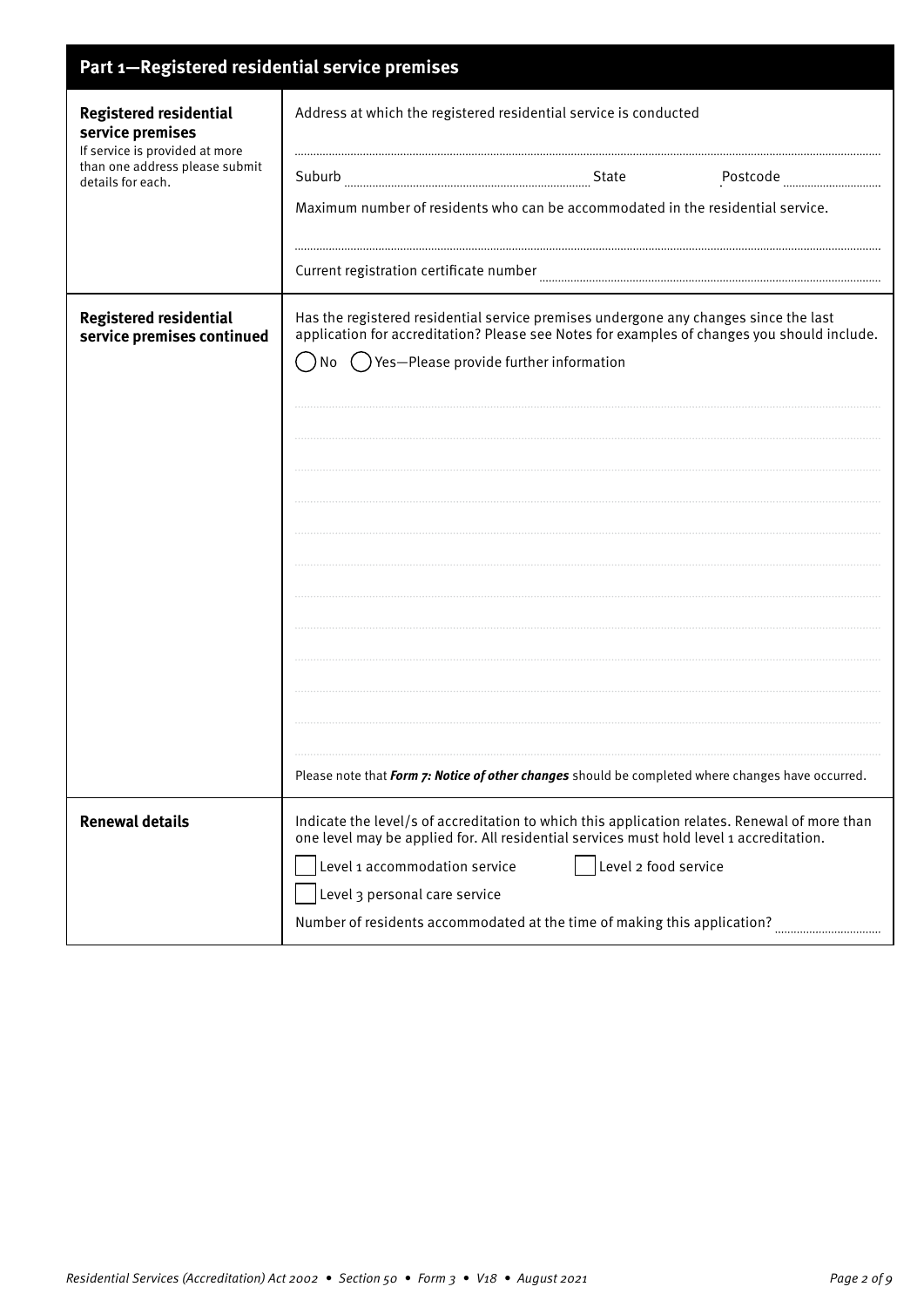## Part 1—Registered residential service premises

**Registered residential service premises**

If service is provided at more than one address please submit details for each.

Address at which the registered residential service is conducted

..............................................................................................................................................

Suburb .............................................. State .............. Postcode ..................

Maximum number of residents who can be accommodated in the residential service.

..............................................................................................................................................

Current registration certificate number ..............................................................................

**Registered residential service premises continued**

Has the registered residential service premises undergone any changes since the last application for accreditation? Please see Notes for examples of changes you should include.

◯ No ◯ Yes—Please provide further information

..............................................................................................................................................

..............................................................................................................................................

..............................................................................................................................................

..............................................................................................................................................

..............................................................................................................................................

..............................................................................................................................................

..............................................................................................................................................

..............................................................................................................................................

..............................................................................................................................................

..............................................................................................................................................

..............................................................................................................................................

..............................................................................................................................................

Please note that ***Form 7: Notice of other changes*** should be completed where changes have occurred.

**Renewal details**

Indicate the level/s of accreditation to which this application relates. Renewal of more than one level may be applied for. All residential services must hold level 1 accreditation.

☐ Level 1 accommodation service ☐ Level 2 food service

☐ Level 3 personal care service

Number of residents accommodated at the time of making this application? ..................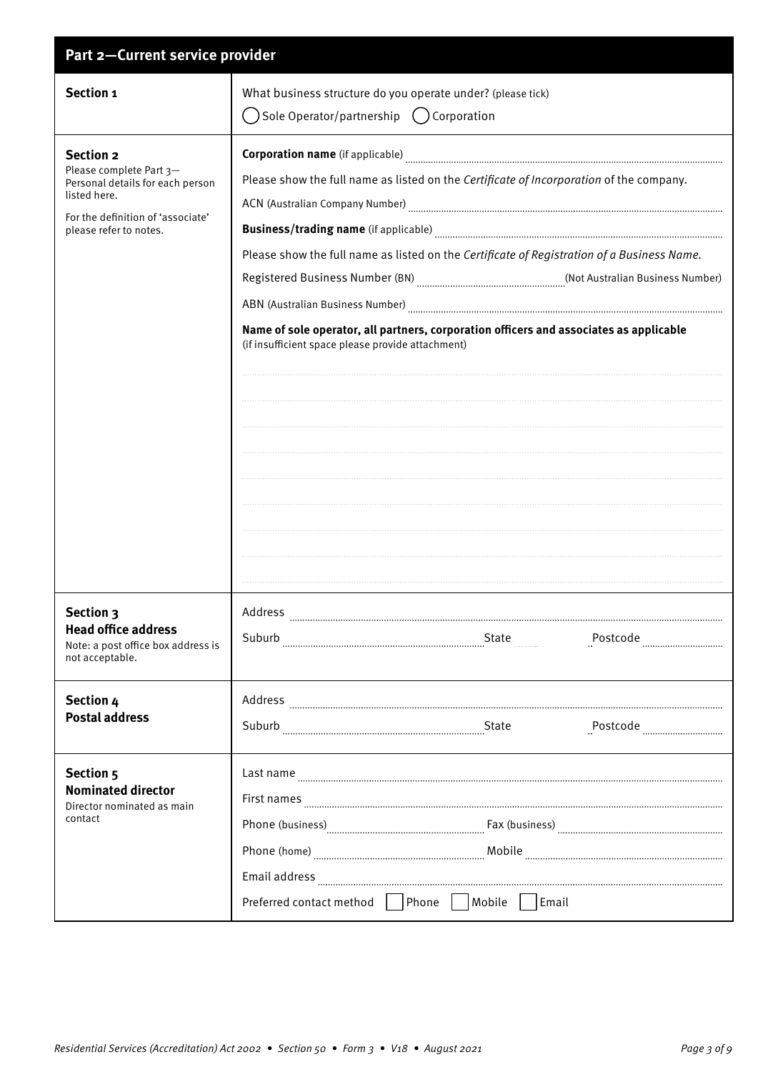## Part 2—Current service provider

| | |
|---|---|
| **Section 1** | What business structure do you operate under? (please tick)<br>◯ Sole Operator/partnership ◯ Corporation |
| **Section 2**<br>Please complete Part 3—Personal details for each person listed here.<br>For the definition of 'associate' please refer to notes. | **Corporation name** (if applicable) ..........<br>Please show the full name as listed on the *Certificate of Incorporation* of the company.<br>ACN (Australian Company Number) ..........<br>**Business/trading name** (if applicable) ..........<br>Please show the full name as listed on the *Certificate of Registration of a Business Name*.<br>Registered Business Number (BN) .......... (Not Australian Business Number)<br>ABN (Australian Business Number) ..........<br>**Name of sole operator, all partners, corporation officers and associates as applicable**<br>(if insufficient space please provide attachment)<br>..........<br>..........<br>..........<br>..........<br>..........<br>..........<br>..........<br>..........<br>.......... |
| **Section 3**<br>**Head office address**<br>Note: a post office box address is not acceptable. | Address ..........<br>Suburb .......... State .......... Postcode .......... |
| **Section 4**<br>**Postal address** | Address ..........<br>Suburb .......... State .......... Postcode .......... |
| **Section 5**<br>**Nominated director**<br>Director nominated as main contact | Last name ..........<br>First names ..........<br>Phone (business) .......... Fax (business) ..........<br>Phone (home) .......... Mobile ..........<br>Email address ..........<br>Preferred contact method ☐ Phone ☐ Mobile ☐ Email |

*Residential Services (Accreditation) Act 2002 • Section 50 • Form 3 • V18 • August 2021*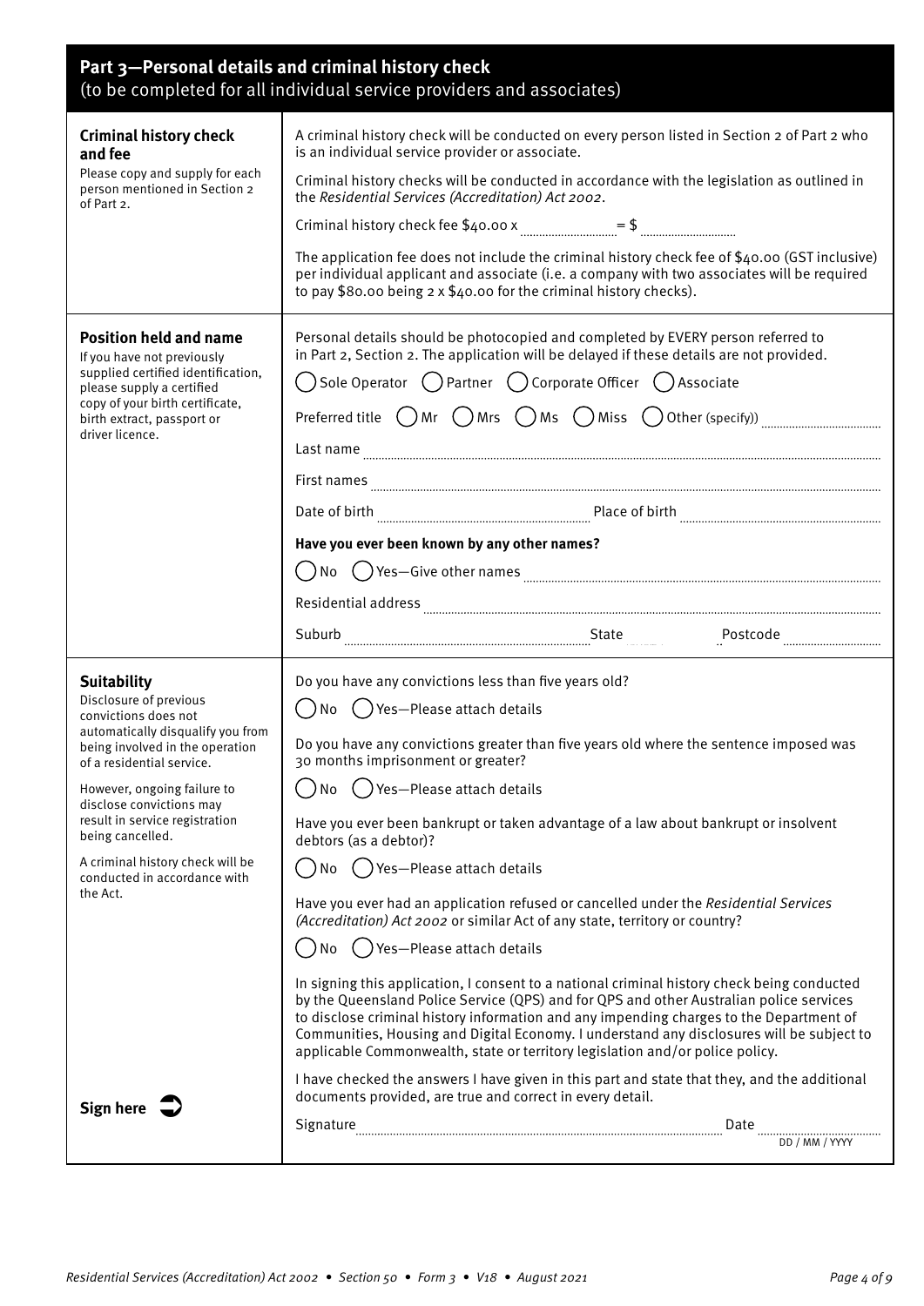## Part 3—Personal details and criminal history check

(to be completed for all individual service providers and associates)

### Criminal history check and fee

Please copy and supply for each person mentioned in Section 2 of Part 2.

A criminal history check will be conducted on every person listed in Section 2 of Part 2 who is an individual service provider or associate.

Criminal history checks will be conducted in accordance with the legislation as outlined in the *Residential Services (Accreditation) Act 2002*.

Criminal history check fee $40.00 x .................... = $ ....................

The application fee does not include the criminal history check fee of $40.00 (GST inclusive) per individual applicant and associate (i.e. a company with two associates will be required to pay $80.00 being 2 x $40.00 for the criminal history checks).

### Position held and name

If you have not previously supplied certified identification, please supply a certified copy of your birth certificate, birth extract, passport or driver licence.

Personal details should be photocopied and completed by EVERY person referred to in Part 2, Section 2. The application will be delayed if these details are not provided.

◯ Sole Operator ◯ Partner ◯ Corporate Officer ◯ Associate

Preferred title ◯ Mr ◯ Mrs ◯ Ms ◯ Miss ◯ Other (specify)) ....................

Last name ....................

First names ....................

Date of birth .................... Place of birth ....................

**Have you ever been known by any other names?**

◯ No ◯ Yes—Give other names ....................

Residential address ....................

Suburb .................... State .................... Postcode ....................

### Suitability

Disclosure of previous convictions does not automatically disqualify you from being involved in the operation of a residential service.

However, ongoing failure to disclose convictions may result in service registration being cancelled.

A criminal history check will be conducted in accordance with the Act.

Do you have any convictions less than five years old?

◯ No ◯ Yes—Please attach details

Do you have any convictions greater than five years old where the sentence imposed was 30 months imprisonment or greater?

◯ No ◯ Yes—Please attach details

Have you ever been bankrupt or taken advantage of a law about bankrupt or insolvent debtors (as a debtor)?

◯ No ◯ Yes—Please attach details

Have you ever had an application refused or cancelled under the *Residential Services (Accreditation) Act 2002* or similar Act of any state, territory or country?

◯ No ◯ Yes—Please attach details

In signing this application, I consent to a national criminal history check being conducted by the Queensland Police Service (QPS) and for QPS and other Australian police services to disclose criminal history information and any impending charges to the Department of Communities, Housing and Digital Economy. I understand any disclosures will be subject to applicable Commonwealth, state or territory legislation and/or police policy.

I have checked the answers I have given in this part and state that they, and the additional documents provided, are true and correct in every detail.

**Sign here** ➲

Signature .................... Date .................... DD / MM / YYYY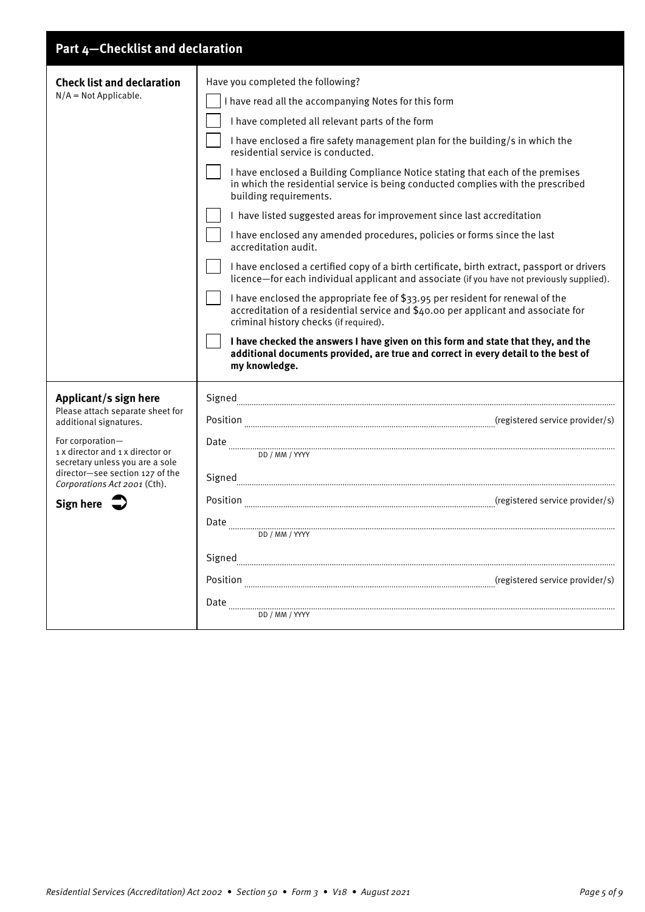## Part 4—Checklist and declaration

**Check list and declaration**
N/A = Not Applicable.

Have you completed the following?

- ☐ I have read all the accompanying Notes for this form
- ☐ I have completed all relevant parts of the form
- ☐ I have enclosed a fire safety management plan for the building/s in which the residential service is conducted.
- ☐ I have enclosed a Building Compliance Notice stating that each of the premises in which the residential service is being conducted complies with the prescribed building requirements.
- ☐ I have listed suggested areas for improvement since last accreditation
- ☐ I have enclosed any amended procedures, policies or forms since the last accreditation audit.
- ☐ I have enclosed a certified copy of a birth certificate, birth extract, passport or drivers licence—for each individual applicant and associate (if you have not previously supplied).
- ☐ I have enclosed the appropriate fee of $33.95 per resident for renewal of the accreditation of a residential service and $40.00 per applicant and associate for criminal history checks (if required).
- ☐ **I have checked the answers I have given on this form and state that they, and the additional documents provided, are true and correct in every detail to the best of my knowledge.**

**Applicant/s sign here**
Please attach separate sheet for additional signatures.

For corporation—
1 x director and 1 x director or secretary unless you are a sole director—see section 127 of the *Corporations Act 2001* (Cth).

**Sign here** ➲

Signed ........................................

Position ........................................ (registered service provider/s)

Date ........................................
DD / MM / YYYY

Signed ........................................

Position ........................................ (registered service provider/s)

Date ........................................
DD / MM / YYYY

Signed ........................................

Position ........................................ (registered service provider/s)

Date ........................................
DD / MM / YYYY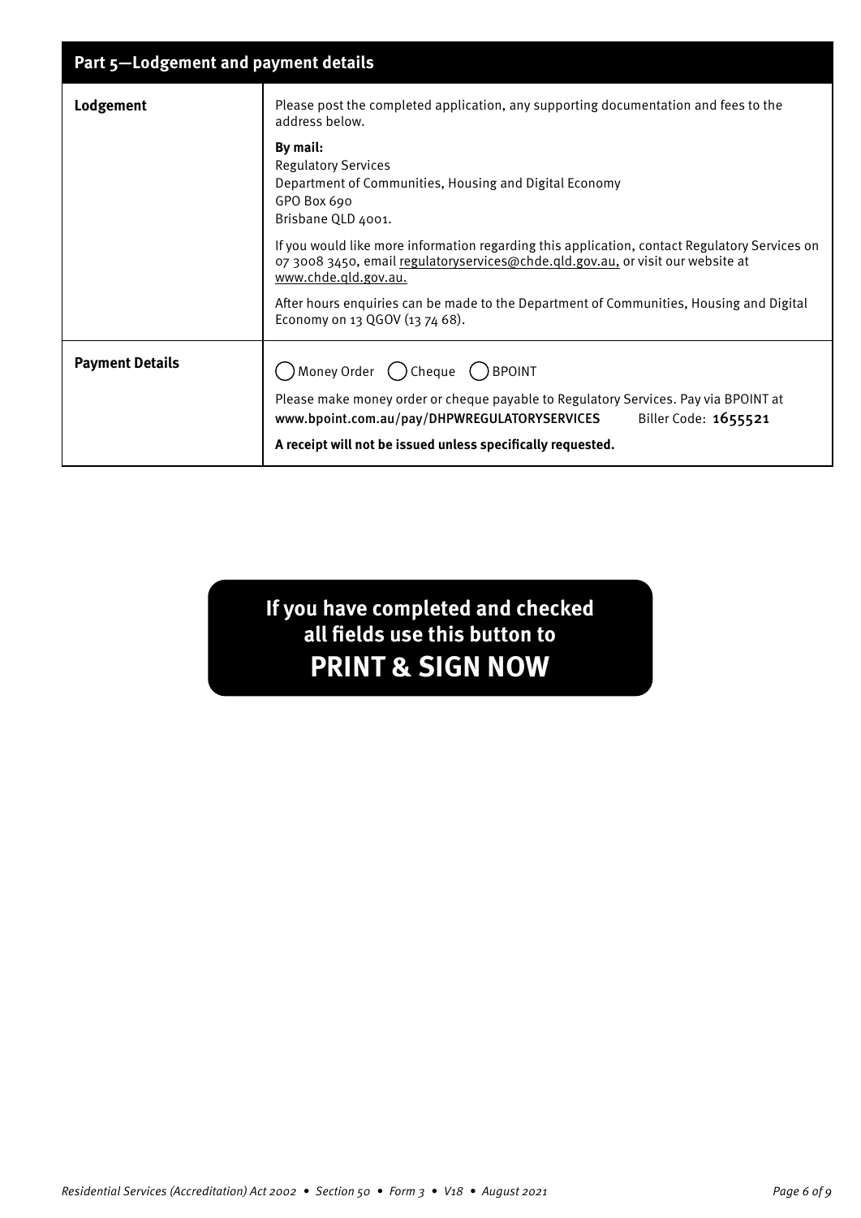## Part 5—Lodgement and payment details

| | |
|---|---|
| **Lodgement** | Please post the completed application, any supporting documentation and fees to the address below.<br><br>**By mail:**<br>Regulatory Services<br>Department of Communities, Housing and Digital Economy<br>GPO Box 690<br>Brisbane QLD 4001.<br><br>If you would like more information regarding this application, contact Regulatory Services on 07 3008 3450, email regulatoryservices@chde.qld.gov.au, or visit our website at www.chde.qld.gov.au.<br><br>After hours enquiries can be made to the Department of Communities, Housing and Digital Economy on 13 QGOV (13 74 68). |
| **Payment Details** | ◯ Money Order ◯ Cheque ◯ BPOINT<br><br>Please make money order or cheque payable to Regulatory Services. Pay via BPOINT at www.bpoint.com.au/pay/DHPWREGULATORYSERVICES Biller Code: 1655521<br><br>**A receipt will not be issued unless specifically requested.** |

**If you have completed and checked all fields use this button to**
**PRINT & SIGN NOW**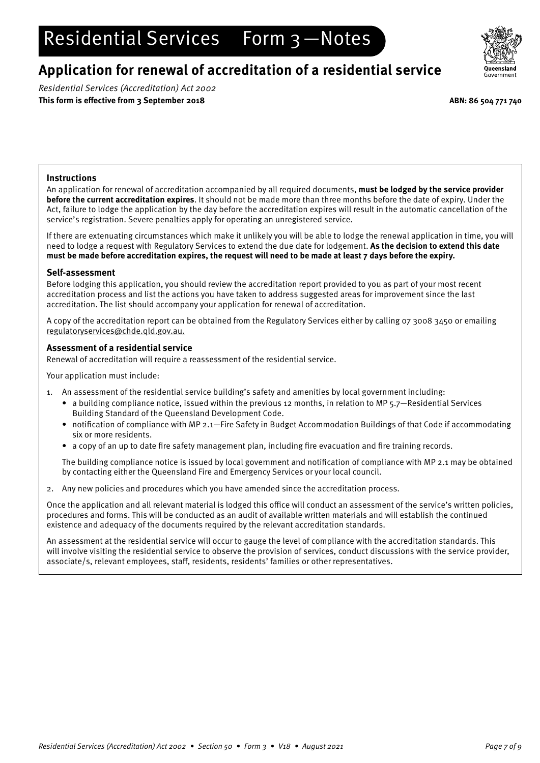# Residential Services Form 3—Notes

## Application for renewal of accreditation of a residential service

*Residential Services (Accreditation) Act 2002*

**This form is effective from 3 September 2018**

**ABN: 86 504 771 740**

### Instructions

An application for renewal of accreditation accompanied by all required documents, **must be lodged by the service provider before the current accreditation expires**. It should not be made more than three months before the date of expiry. Under the Act, failure to lodge the application by the day before the accreditation expires will result in the automatic cancellation of the service's registration. Severe penalties apply for operating an unregistered service.

If there are extenuating circumstances which make it unlikely you will be able to lodge the renewal application in time, you will need to lodge a request with Regulatory Services to extend the due date for lodgement. **As the decision to extend this date must be made before accreditation expires, the request will need to be made at least 7 days before the expiry.**

### Self-assessment

Before lodging this application, you should review the accreditation report provided to you as part of your most recent accreditation process and list the actions you have taken to address suggested areas for improvement since the last accreditation. The list should accompany your application for renewal of accreditation.

A copy of the accreditation report can be obtained from the Regulatory Services either by calling 07 3008 3450 or emailing regulatoryservices@chde.qld.gov.au.

### Assessment of a residential service

Renewal of accreditation will require a reassessment of the residential service.

Your application must include:

1. An assessment of the residential service building's safety and amenities by local government including:
   - a building compliance notice, issued within the previous 12 months, in relation to MP 5.7—Residential Services Building Standard of the Queensland Development Code.
   - notification of compliance with MP 2.1—Fire Safety in Budget Accommodation Buildings of that Code if accommodating six or more residents.
   - a copy of an up to date fire safety management plan, including fire evacuation and fire training records.

   The building compliance notice is issued by local government and notification of compliance with MP 2.1 may be obtained by contacting either the Queensland Fire and Emergency Services or your local council.

2. Any new policies and procedures which you have amended since the accreditation process.

Once the application and all relevant material is lodged this office will conduct an assessment of the service's written policies, procedures and forms. This will be conducted as an audit of available written materials and will establish the continued existence and adequacy of the documents required by the relevant accreditation standards.

An assessment at the residential service will occur to gauge the level of compliance with the accreditation standards. This will involve visiting the residential service to observe the provision of services, conduct discussions with the service provider, associate/s, relevant employees, staff, residents, residents' families or other representatives.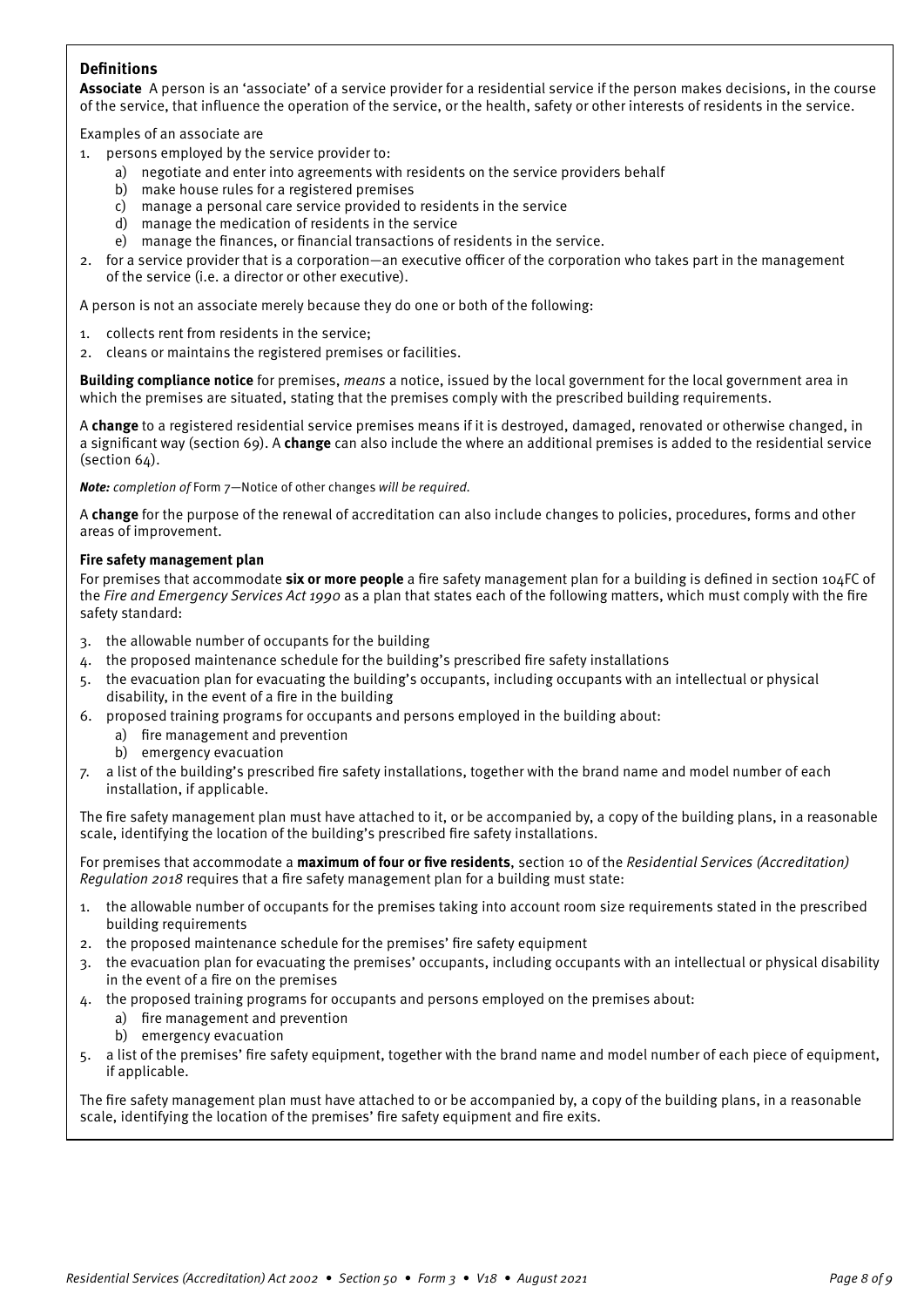## Definitions

**Associate** A person is an 'associate' of a service provider for a residential service if the person makes decisions, in the course of the service, that influence the operation of the service, or the health, safety or other interests of residents in the service.

Examples of an associate are

1. persons employed by the service provider to:
    a) negotiate and enter into agreements with residents on the service providers behalf
    b) make house rules for a registered premises
    c) manage a personal care service provided to residents in the service
    d) manage the medication of residents in the service
    e) manage the finances, or financial transactions of residents in the service.
2. for a service provider that is a corporation—an executive officer of the corporation who takes part in the management of the service (i.e. a director or other executive).

A person is not an associate merely because they do one or both of the following:

1. collects rent from residents in the service;
2. cleans or maintains the registered premises or facilities.

**Building compliance notice** for premises, *means* a notice, issued by the local government for the local government area in which the premises are situated, stating that the premises comply with the prescribed building requirements.

A **change** to a registered residential service premises means if it is destroyed, damaged, renovated or otherwise changed, in a significant way (section 69). A **change** can also include the where an additional premises is added to the residential service (section 64).

***Note:*** *completion of* Form 7—Notice of other changes *will be required.*

A **change** for the purpose of the renewal of accreditation can also include changes to policies, procedures, forms and other areas of improvement.

**Fire safety management plan**

For premises that accommodate **six or more people** a fire safety management plan for a building is defined in section 104FC of the *Fire and Emergency Services Act 1990* as a plan that states each of the following matters, which must comply with the fire safety standard:

3. the allowable number of occupants for the building
4. the proposed maintenance schedule for the building's prescribed fire safety installations
5. the evacuation plan for evacuating the building's occupants, including occupants with an intellectual or physical disability, in the event of a fire in the building
6. proposed training programs for occupants and persons employed in the building about:
    a) fire management and prevention
    b) emergency evacuation
7. a list of the building's prescribed fire safety installations, together with the brand name and model number of each installation, if applicable.

The fire safety management plan must have attached to it, or be accompanied by, a copy of the building plans, in a reasonable scale, identifying the location of the building's prescribed fire safety installations.

For premises that accommodate a **maximum of four or five residents**, section 10 of the *Residential Services (Accreditation) Regulation 2018* requires that a fire safety management plan for a building must state:

1. the allowable number of occupants for the premises taking into account room size requirements stated in the prescribed building requirements
2. the proposed maintenance schedule for the premises' fire safety equipment
3. the evacuation plan for evacuating the premises' occupants, including occupants with an intellectual or physical disability in the event of a fire on the premises
4. the proposed training programs for occupants and persons employed on the premises about:
    a) fire management and prevention
    b) emergency evacuation
5. a list of the premises' fire safety equipment, together with the brand name and model number of each piece of equipment, if applicable.

The fire safety management plan must have attached to or be accompanied by, a copy of the building plans, in a reasonable scale, identifying the location of the premises' fire safety equipment and fire exits.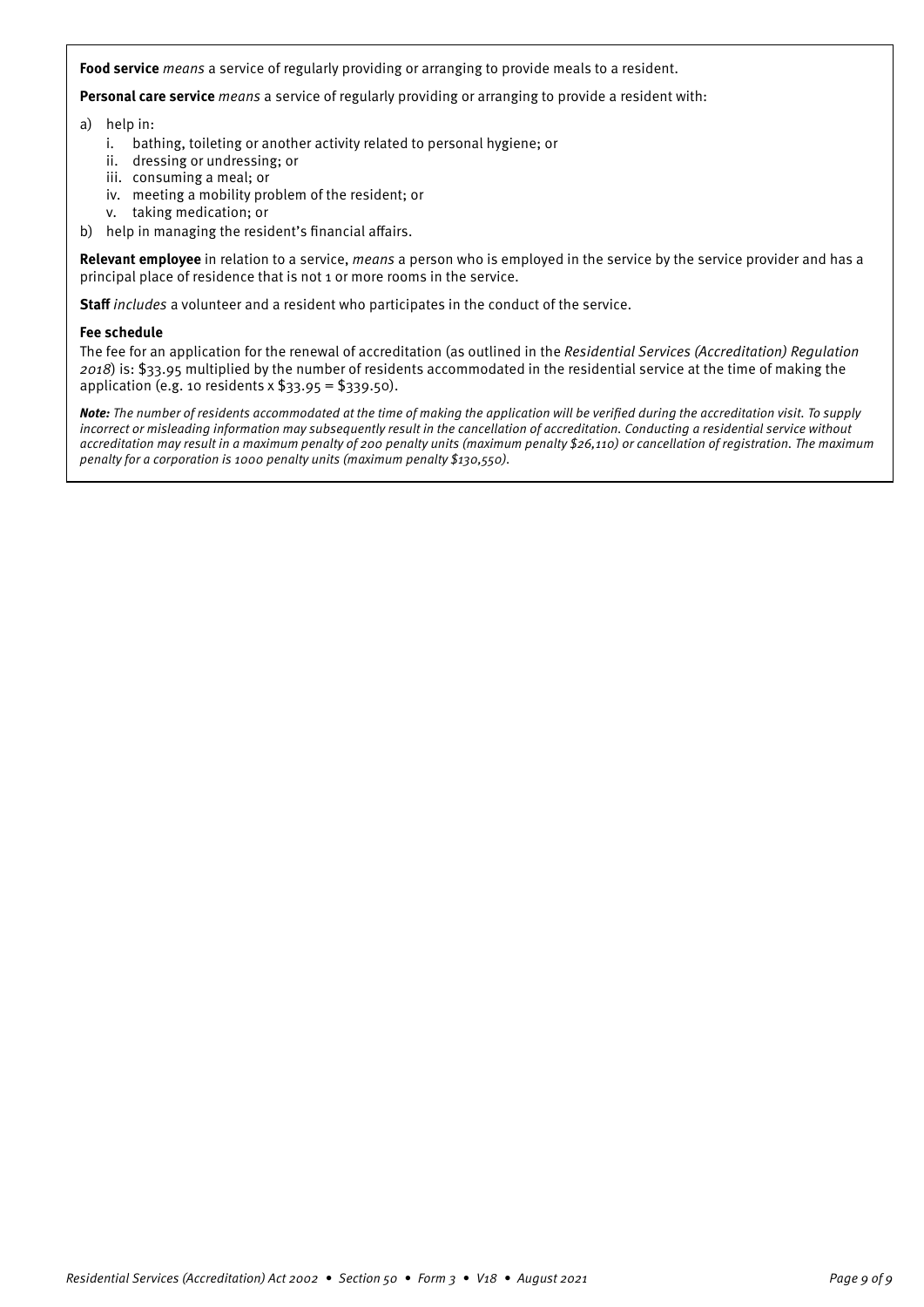**Food service** *means* a service of regularly providing or arranging to provide meals to a resident.

**Personal care service** *means* a service of regularly providing or arranging to provide a resident with:

a) help in:
   i. bathing, toileting or another activity related to personal hygiene; or
   ii. dressing or undressing; or
   iii. consuming a meal; or
   iv. meeting a mobility problem of the resident; or
   v. taking medication; or
b) help in managing the resident's financial affairs.

**Relevant employee** in relation to a service, *means* a person who is employed in the service by the service provider and has a principal place of residence that is not 1 or more rooms in the service.

**Staff** *includes* a volunteer and a resident who participates in the conduct of the service.

**Fee schedule**

The fee for an application for the renewal of accreditation (as outlined in the *Residential Services (Accreditation) Regulation 2018*) is: $33.95 multiplied by the number of residents accommodated in the residential service at the time of making the application (e.g. 10 residents x $33.95 = $339.50).

***Note:*** *The number of residents accommodated at the time of making the application will be verified during the accreditation visit. To supply incorrect or misleading information may subsequently result in the cancellation of accreditation. Conducting a residential service without accreditation may result in a maximum penalty of 200 penalty units (maximum penalty $26,110) or cancellation of registration. The maximum penalty for a corporation is 1000 penalty units (maximum penalty $130,550).*